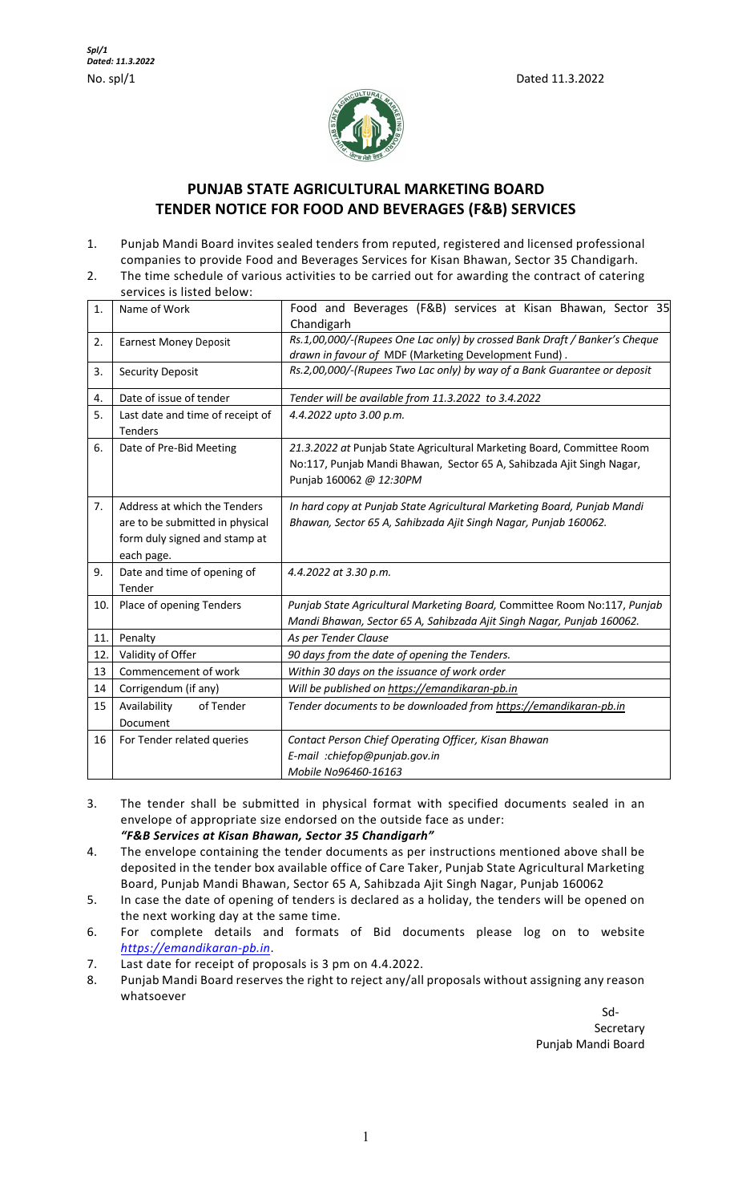*Spl/1*
*Dated: 11.3.2022*

No. spl/1 Dated 11.3.2022

# PUNJAB STATE AGRICULTURAL MARKETING BOARD
## TENDER NOTICE FOR FOOD AND BEVERAGES (F&B) SERVICES

1. Punjab Mandi Board invites sealed tenders from reputed, registered and licensed professional companies to provide Food and Beverages Services for Kisan Bhawan, Sector 35 Chandigarh.
2. The time schedule of various activities to be carried out for awarding the contract of catering services is listed below:

| | | |
|---|---|---|
| 1. | Name of Work | Food and Beverages (F&B) services at Kisan Bhawan, Sector 35 Chandigarh |
| 2. | Earnest Money Deposit | *Rs.1,00,000/-(Rupees One Lac only) by crossed Bank Draft / Banker's Cheque drawn in favour of* MDF (Marketing Development Fund) . |
| 3. | Security Deposit | *Rs.2,00,000/-(Rupees Two Lac only) by way of a Bank Guarantee or deposit* |
| 4. | Date of issue of tender | *Tender will be available from 11.3.2022 to 3.4.2022* |
| 5. | Last date and time of receipt of Tenders | *4.4.2022 upto 3.00 p.m.* |
| 6. | Date of Pre-Bid Meeting | *21.3.2022 at* Punjab State Agricultural Marketing Board, Committee Room No:117, Punjab Mandi Bhawan, Sector 65 A, Sahibzada Ajit Singh Nagar, Punjab 160062 *@ 12:30PM* |
| 7. | Address at which the Tenders are to be submitted in physical form duly signed and stamp at each page. | *In hard copy at Punjab State Agricultural Marketing Board, Punjab Mandi Bhawan, Sector 65 A, Sahibzada Ajit Singh Nagar, Punjab 160062.* |
| 9. | Date and time of opening of Tender | *4.4.2022 at 3.30 p.m.* |
| 10. | Place of opening Tenders | *Punjab State Agricultural Marketing Board,* Committee Room No:117, *Punjab Mandi Bhawan, Sector 65 A, Sahibzada Ajit Singh Nagar, Punjab 160062.* |
| 11. | Penalty | *As per Tender Clause* |
| 12. | Validity of Offer | *90 days from the date of opening the Tenders.* |
| 13 | Commencement of work | *Within 30 days on the issuance of work order* |
| 14 | Corrigendum (if any) | *Will be published on https://emandikaran-pb.in* |
| 15 | Availability of Tender Document | *Tender documents to be downloaded from https://emandikaran-pb.in* |
| 16 | For Tender related queries | *Contact Person Chief Operating Officer, Kisan Bhawan*<br>*E-mail :chiefop@punjab.gov.in*<br>*Mobile No96460-16163* |

3. The tender shall be submitted in physical format with specified documents sealed in an envelope of appropriate size endorsed on the outside face as under:
   ***"F&B Services at Kisan Bhawan, Sector 35 Chandigarh"***
4. The envelope containing the tender documents as per instructions mentioned above shall be deposited in the tender box available office of Care Taker, Punjab State Agricultural Marketing Board, Punjab Mandi Bhawan, Sector 65 A, Sahibzada Ajit Singh Nagar, Punjab 160062
5. In case the date of opening of tenders is declared as a holiday, the tenders will be opened on the next working day at the same time.
6. For complete details and formats of Bid documents please log on to website *https://emandikaran-pb.in*.
7. Last date for receipt of proposals is 3 pm on 4.4.2022.
8. Punjab Mandi Board reserves the right to reject any/all proposals without assigning any reason whatsoever

Sd-
Secretary
Punjab Mandi Board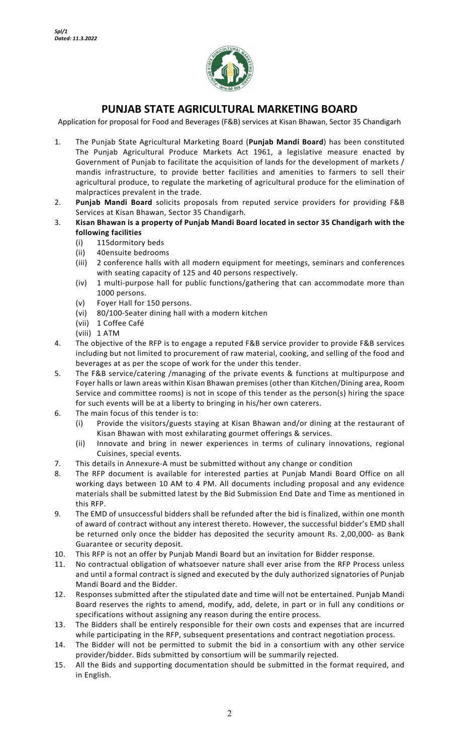*Spl/1*
*Dated: 11.3.2022*

# PUNJAB STATE AGRICULTURAL MARKETING BOARD

Application for proposal for Food and Beverages (F&B) services at Kisan Bhawan, Sector 35 Chandigarh

1. The Punjab State Agricultural Marketing Board (**Punjab Mandi Board**) has been constituted The Punjab Agricultural Produce Markets Act 1961, a legislative measure enacted by Government of Punjab to facilitate the acquisition of lands for the development of markets / mandis infrastructure, to provide better facilities and amenities to farmers to sell their agricultural produce, to regulate the marketing of agricultural produce for the elimination of malpractices prevalent in the trade.
2. **Punjab Mandi Board** solicits proposals from reputed service providers for providing F&B Services at Kisan Bhawan, Sector 35 Chandigarh.
3. **Kisan Bhawan is a property of Punjab Mandi Board located in sector 35 Chandigarh with the following facilities**
   (i) 115dormitory beds
   (ii) 40ensuite bedrooms
   (iii) 2 conference halls with all modern equipment for meetings, seminars and conferences with seating capacity of 125 and 40 persons respectively.
   (iv) 1 multi-purpose hall for public functions/gathering that can accommodate more than 1000 persons.
   (v) Foyer Hall for 150 persons.
   (vi) 80/100-Seater dining hall with a modern kitchen
   (vii) 1 Coffee Café
   (viii) 1 ATM
4. The objective of the RFP is to engage a reputed F&B service provider to provide F&B services including but not limited to procurement of raw material, cooking, and selling of the food and beverages at as per the scope of work for the under this tender.
5. The F&B service/catering /managing of the private events & functions at multipurpose and Foyer halls or lawn areas within Kisan Bhawan premises (other than Kitchen/Dining area, Room Service and committee rooms) is not in scope of this tender as the person(s) hiring the space for such events will be at a liberty to bringing in his/her own caterers.
6. The main focus of this tender is to:
   (i) Provide the visitors/guests staying at Kisan Bhawan and/or dining at the restaurant of Kisan Bhawan with most exhilarating gourmet offerings & services.
   (ii) Innovate and bring in newer experiences in terms of culinary innovations, regional Cuisines, special events.
7. This details in Annexure-A must be submitted without any change or condition
8. The RFP document is available for interested parties at Punjab Mandi Board Office on all working days between 10 AM to 4 PM. All documents including proposal and any evidence materials shall be submitted latest by the Bid Submission End Date and Time as mentioned in this RFP.
9. The EMD of unsuccessful bidders shall be refunded after the bid is finalized, within one month of award of contract without any interest thereto. However, the successful bidder's EMD shall be returned only once the bidder has deposited the security amount Rs. 2,00,000- as Bank Guarantee or security deposit.
10. This RFP is not an offer by Punjab Mandi Board but an invitation for Bidder response.
11. No contractual obligation of whatsoever nature shall ever arise from the RFP Process unless and until a formal contract is signed and executed by the duly authorized signatories of Punjab Mandi Board and the Bidder.
12. Responses submitted after the stipulated date and time will not be entertained. Punjab Mandi Board reserves the rights to amend, modify, add, delete, in part or in full any conditions or specifications without assigning any reason during the entire process.
13. The Bidders shall be entirely responsible for their own costs and expenses that are incurred while participating in the RFP, subsequent presentations and contract negotiation process.
14. The Bidder will not be permitted to submit the bid in a consortium with any other service provider/bidder. Bids submitted by consortium will be summarily rejected.
15. All the Bids and supporting documentation should be submitted in the format required, and in English.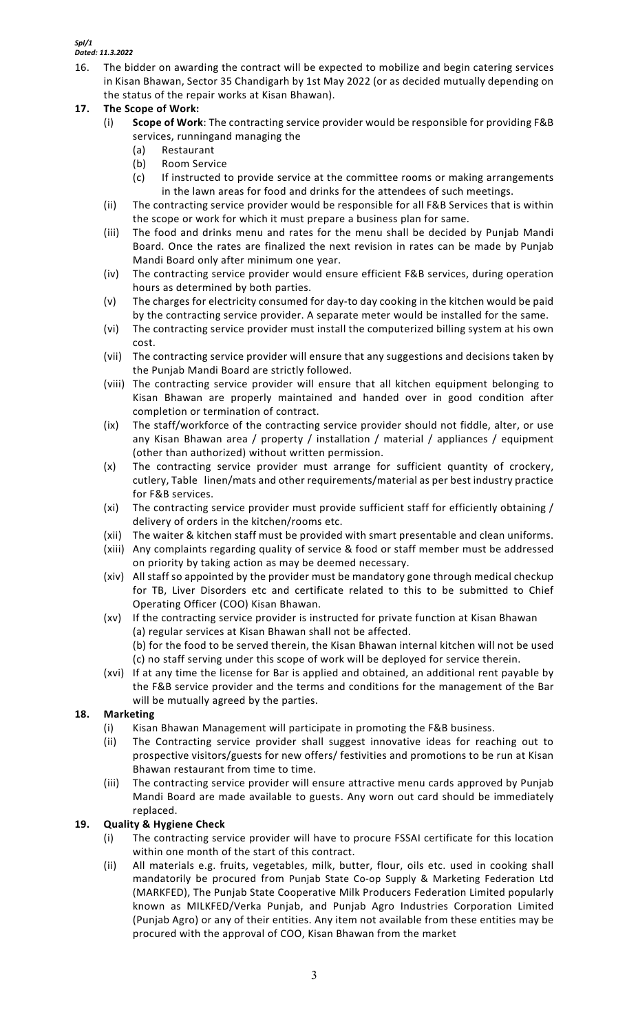*Spl/1*
*Dated: 11.3.2022*

16. The bidder on awarding the contract will be expected to mobilize and begin catering services in Kisan Bhawan, Sector 35 Chandigarh by 1st May 2022 (or as decided mutually depending on the status of the repair works at Kisan Bhawan).

**17. The Scope of Work:**

(i) **Scope of Work**: The contracting service provider would be responsible for providing F&B services, runningand managing the
   (a) Restaurant
   (b) Room Service
   (c) If instructed to provide service at the committee rooms or making arrangements in the lawn areas for food and drinks for the attendees of such meetings.

(ii) The contracting service provider would be responsible for all F&B Services that is within the scope or work for which it must prepare a business plan for same.

(iii) The food and drinks menu and rates for the menu shall be decided by Punjab Mandi Board. Once the rates are finalized the next revision in rates can be made by Punjab Mandi Board only after minimum one year.

(iv) The contracting service provider would ensure efficient F&B services, during operation hours as determined by both parties.

(v) The charges for electricity consumed for day-to day cooking in the kitchen would be paid by the contracting service provider. A separate meter would be installed for the same.

(vi) The contracting service provider must install the computerized billing system at his own cost.

(vii) The contracting service provider will ensure that any suggestions and decisions taken by the Punjab Mandi Board are strictly followed.

(viii) The contracting service provider will ensure that all kitchen equipment belonging to Kisan Bhawan are properly maintained and handed over in good condition after completion or termination of contract.

(ix) The staff/workforce of the contracting service provider should not fiddle, alter, or use any Kisan Bhawan area / property / installation / material / appliances / equipment (other than authorized) without written permission.

(x) The contracting service provider must arrange for sufficient quantity of crockery, cutlery, Table linen/mats and other requirements/material as per best industry practice for F&B services.

(xi) The contracting service provider must provide sufficient staff for efficiently obtaining / delivery of orders in the kitchen/rooms etc.

(xii) The waiter & kitchen staff must be provided with smart presentable and clean uniforms.

(xiii) Any complaints regarding quality of service & food or staff member must be addressed on priority by taking action as may be deemed necessary.

(xiv) All staff so appointed by the provider must be mandatory gone through medical checkup for TB, Liver Disorders etc and certificate related to this to be submitted to Chief Operating Officer (COO) Kisan Bhawan.

(xv) If the contracting service provider is instructed for private function at Kisan Bhawan
   (a) regular services at Kisan Bhawan shall not be affected.
   (b) for the food to be served therein, the Kisan Bhawan internal kitchen will not be used
   (c) no staff serving under this scope of work will be deployed for service therein.

(xvi) If at any time the license for Bar is applied and obtained, an additional rent payable by the F&B service provider and the terms and conditions for the management of the Bar will be mutually agreed by the parties.

**18. Marketing**

(i) Kisan Bhawan Management will participate in promoting the F&B business.

(ii) The Contracting service provider shall suggest innovative ideas for reaching out to prospective visitors/guests for new offers/ festivities and promotions to be run at Kisan Bhawan restaurant from time to time.

(iii) The contracting service provider will ensure attractive menu cards approved by Punjab Mandi Board are made available to guests. Any worn out card should be immediately replaced.

**19. Quality & Hygiene Check**

(i) The contracting service provider will have to procure FSSAI certificate for this location within one month of the start of this contract.

(ii) All materials e.g. fruits, vegetables, milk, butter, flour, oils etc. used in cooking shall mandatorily be procured from Punjab State Co-op Supply & Marketing Federation Ltd (MARKFED), The Punjab State Cooperative Milk Producers Federation Limited popularly known as MILKFED/Verka Punjab, and Punjab Agro Industries Corporation Limited (Punjab Agro) or any of their entities. Any item not available from these entities may be procured with the approval of COO, Kisan Bhawan from the market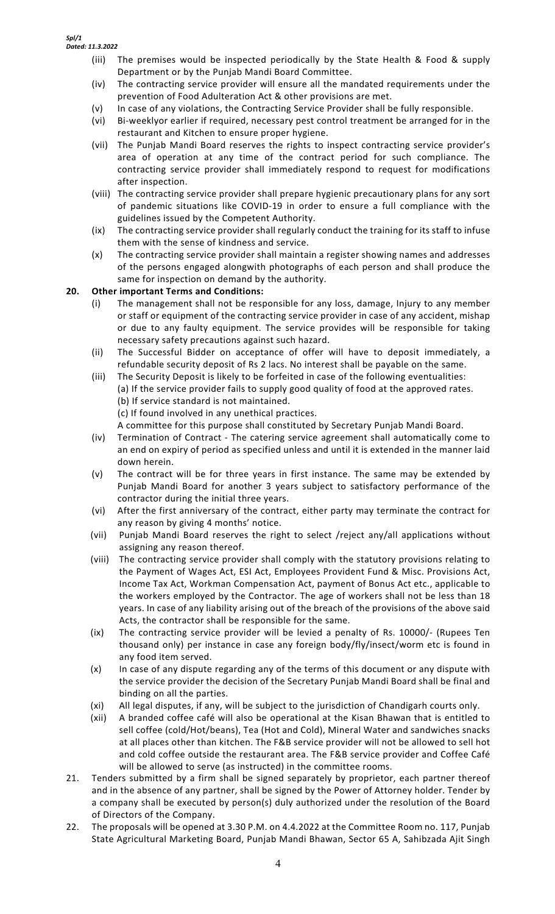Spl/1
Dated: 11.3.2022

(iii) The premises would be inspected periodically by the State Health & Food & supply Department or by the Punjab Mandi Board Committee.

(iv) The contracting service provider will ensure all the mandated requirements under the prevention of Food Adulteration Act & other provisions are met.

(v) In case of any violations, the Contracting Service Provider shall be fully responsible.

(vi) Bi-weeklyor earlier if required, necessary pest control treatment be arranged for in the restaurant and Kitchen to ensure proper hygiene.

(vii) The Punjab Mandi Board reserves the rights to inspect contracting service provider's area of operation at any time of the contract period for such compliance. The contracting service provider shall immediately respond to request for modifications after inspection.

(viii) The contracting service provider shall prepare hygienic precautionary plans for any sort of pandemic situations like COVID-19 in order to ensure a full compliance with the guidelines issued by the Competent Authority.

(ix) The contracting service provider shall regularly conduct the training for its staff to infuse them with the sense of kindness and service.

(x) The contracting service provider shall maintain a register showing names and addresses of the persons engaged alongwith photographs of each person and shall produce the same for inspection on demand by the authority.

**20. Other important Terms and Conditions:**

(i) The management shall not be responsible for any loss, damage, Injury to any member or staff or equipment of the contracting service provider in case of any accident, mishap or due to any faulty equipment. The service provides will be responsible for taking necessary safety precautions against such hazard.

(ii) The Successful Bidder on acceptance of offer will have to deposit immediately, a refundable security deposit of Rs 2 lacs. No interest shall be payable on the same.

(iii) The Security Deposit is likely to be forfeited in case of the following eventualities:
(a) If the service provider fails to supply good quality of food at the approved rates.
(b) If service standard is not maintained.
(c) If found involved in any unethical practices.
A committee for this purpose shall constituted by Secretary Punjab Mandi Board.

(iv) Termination of Contract - The catering service agreement shall automatically come to an end on expiry of period as specified unless and until it is extended in the manner laid down herein.

(v) The contract will be for three years in first instance. The same may be extended by Punjab Mandi Board for another 3 years subject to satisfactory performance of the contractor during the initial three years.

(vi) After the first anniversary of the contract, either party may terminate the contract for any reason by giving 4 months' notice.

(vii) Punjab Mandi Board reserves the right to select /reject any/all applications without assigning any reason thereof.

(viii) The contracting service provider shall comply with the statutory provisions relating to the Payment of Wages Act, ESI Act, Employees Provident Fund & Misc. Provisions Act, Income Tax Act, Workman Compensation Act, payment of Bonus Act etc., applicable to the workers employed by the Contractor. The age of workers shall not be less than 18 years. In case of any liability arising out of the breach of the provisions of the above said Acts, the contractor shall be responsible for the same.

(ix) The contracting service provider will be levied a penalty of Rs. 10000/- (Rupees Ten thousand only) per instance in case any foreign body/fly/insect/worm etc is found in any food item served.

(x) In case of any dispute regarding any of the terms of this document or any dispute with the service provider the decision of the Secretary Punjab Mandi Board shall be final and binding on all the parties.

(xi) All legal disputes, if any, will be subject to the jurisdiction of Chandigarh courts only.

(xii) A branded coffee café will also be operational at the Kisan Bhawan that is entitled to sell coffee (cold/Hot/beans), Tea (Hot and Cold), Mineral Water and sandwiches snacks at all places other than kitchen. The F&B service provider will not be allowed to sell hot and cold coffee outside the restaurant area. The F&B service provider and Coffee Café will be allowed to serve (as instructed) in the committee rooms.

21. Tenders submitted by a firm shall be signed separately by proprietor, each partner thereof and in the absence of any partner, shall be signed by the Power of Attorney holder. Tender by a company shall be executed by person(s) duly authorized under the resolution of the Board of Directors of the Company.

22. The proposals will be opened at 3.30 P.M. on 4.4.2022 at the Committee Room no. 117, Punjab State Agricultural Marketing Board, Punjab Mandi Bhawan, Sector 65 A, Sahibzada Ajit Singh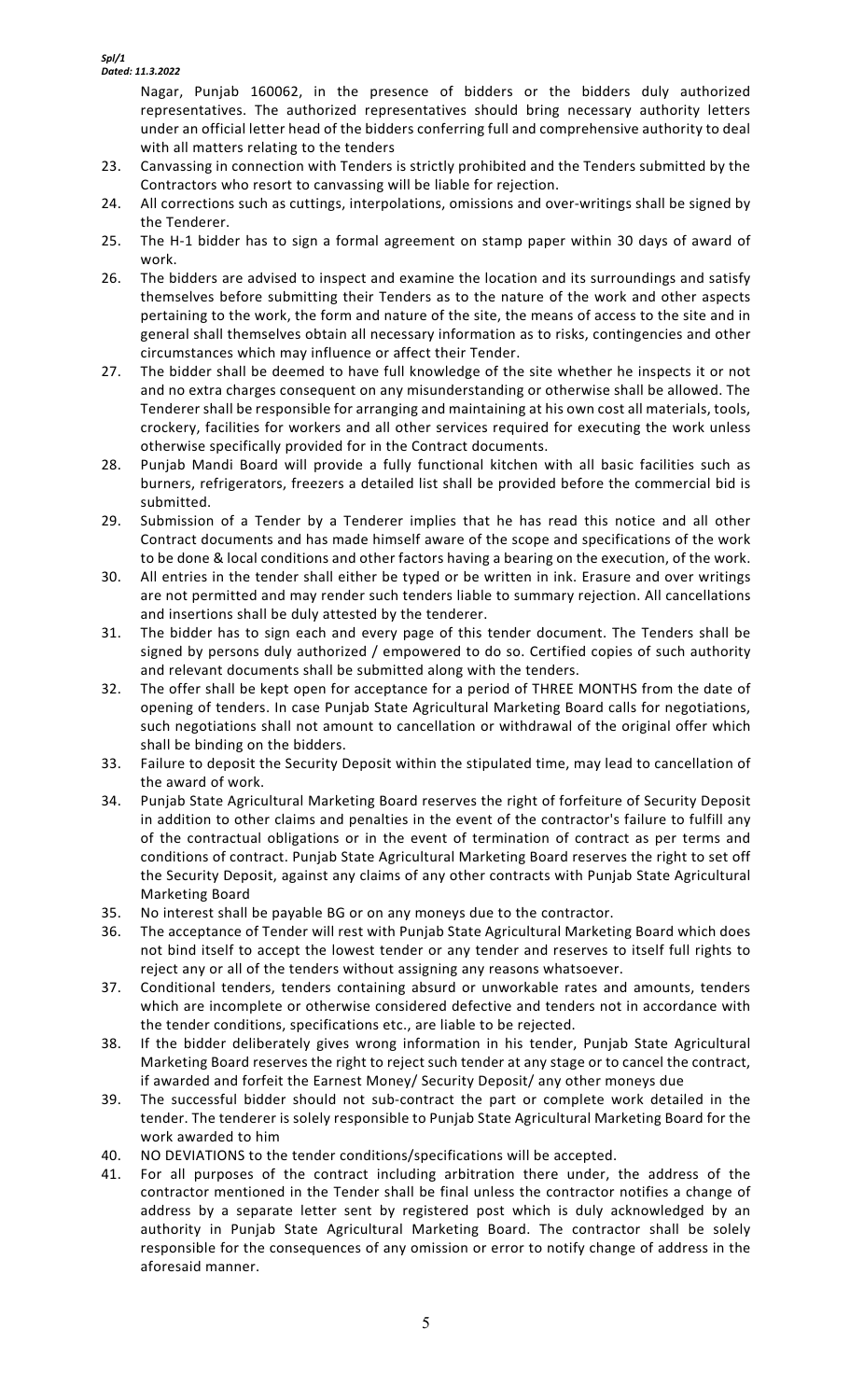Nagar, Punjab 160062, in the presence of bidders or the bidders duly authorized representatives. The authorized representatives should bring necessary authority letters under an official letter head of the bidders conferring full and comprehensive authority to deal with all matters relating to the tenders

23. Canvassing in connection with Tenders is strictly prohibited and the Tenders submitted by the Contractors who resort to canvassing will be liable for rejection.
24. All corrections such as cuttings, interpolations, omissions and over-writings shall be signed by the Tenderer.
25. The H-1 bidder has to sign a formal agreement on stamp paper within 30 days of award of work.
26. The bidders are advised to inspect and examine the location and its surroundings and satisfy themselves before submitting their Tenders as to the nature of the work and other aspects pertaining to the work, the form and nature of the site, the means of access to the site and in general shall themselves obtain all necessary information as to risks, contingencies and other circumstances which may influence or affect their Tender.
27. The bidder shall be deemed to have full knowledge of the site whether he inspects it or not and no extra charges consequent on any misunderstanding or otherwise shall be allowed. The Tenderer shall be responsible for arranging and maintaining at his own cost all materials, tools, crockery, facilities for workers and all other services required for executing the work unless otherwise specifically provided for in the Contract documents.
28. Punjab Mandi Board will provide a fully functional kitchen with all basic facilities such as burners, refrigerators, freezers a detailed list shall be provided before the commercial bid is submitted.
29. Submission of a Tender by a Tenderer implies that he has read this notice and all other Contract documents and has made himself aware of the scope and specifications of the work to be done & local conditions and other factors having a bearing on the execution, of the work.
30. All entries in the tender shall either be typed or be written in ink. Erasure and over writings are not permitted and may render such tenders liable to summary rejection. All cancellations and insertions shall be duly attested by the tenderer.
31. The bidder has to sign each and every page of this tender document. The Tenders shall be signed by persons duly authorized / empowered to do so. Certified copies of such authority and relevant documents shall be submitted along with the tenders.
32. The offer shall be kept open for acceptance for a period of THREE MONTHS from the date of opening of tenders. In case Punjab State Agricultural Marketing Board calls for negotiations, such negotiations shall not amount to cancellation or withdrawal of the original offer which shall be binding on the bidders.
33. Failure to deposit the Security Deposit within the stipulated time, may lead to cancellation of the award of work.
34. Punjab State Agricultural Marketing Board reserves the right of forfeiture of Security Deposit in addition to other claims and penalties in the event of the contractor's failure to fulfill any of the contractual obligations or in the event of termination of contract as per terms and conditions of contract. Punjab State Agricultural Marketing Board reserves the right to set off the Security Deposit, against any claims of any other contracts with Punjab State Agricultural Marketing Board
35. No interest shall be payable BG or on any moneys due to the contractor.
36. The acceptance of Tender will rest with Punjab State Agricultural Marketing Board which does not bind itself to accept the lowest tender or any tender and reserves to itself full rights to reject any or all of the tenders without assigning any reasons whatsoever.
37. Conditional tenders, tenders containing absurd or unworkable rates and amounts, tenders which are incomplete or otherwise considered defective and tenders not in accordance with the tender conditions, specifications etc., are liable to be rejected.
38. If the bidder deliberately gives wrong information in his tender, Punjab State Agricultural Marketing Board reserves the right to reject such tender at any stage or to cancel the contract, if awarded and forfeit the Earnest Money/ Security Deposit/ any other moneys due
39. The successful bidder should not sub-contract the part or complete work detailed in the tender. The tenderer is solely responsible to Punjab State Agricultural Marketing Board for the work awarded to him
40. NO DEVIATIONS to the tender conditions/specifications will be accepted.
41. For all purposes of the contract including arbitration there under, the address of the contractor mentioned in the Tender shall be final unless the contractor notifies a change of address by a separate letter sent by registered post which is duly acknowledged by an authority in Punjab State Agricultural Marketing Board. The contractor shall be solely responsible for the consequences of any omission or error to notify change of address in the aforesaid manner.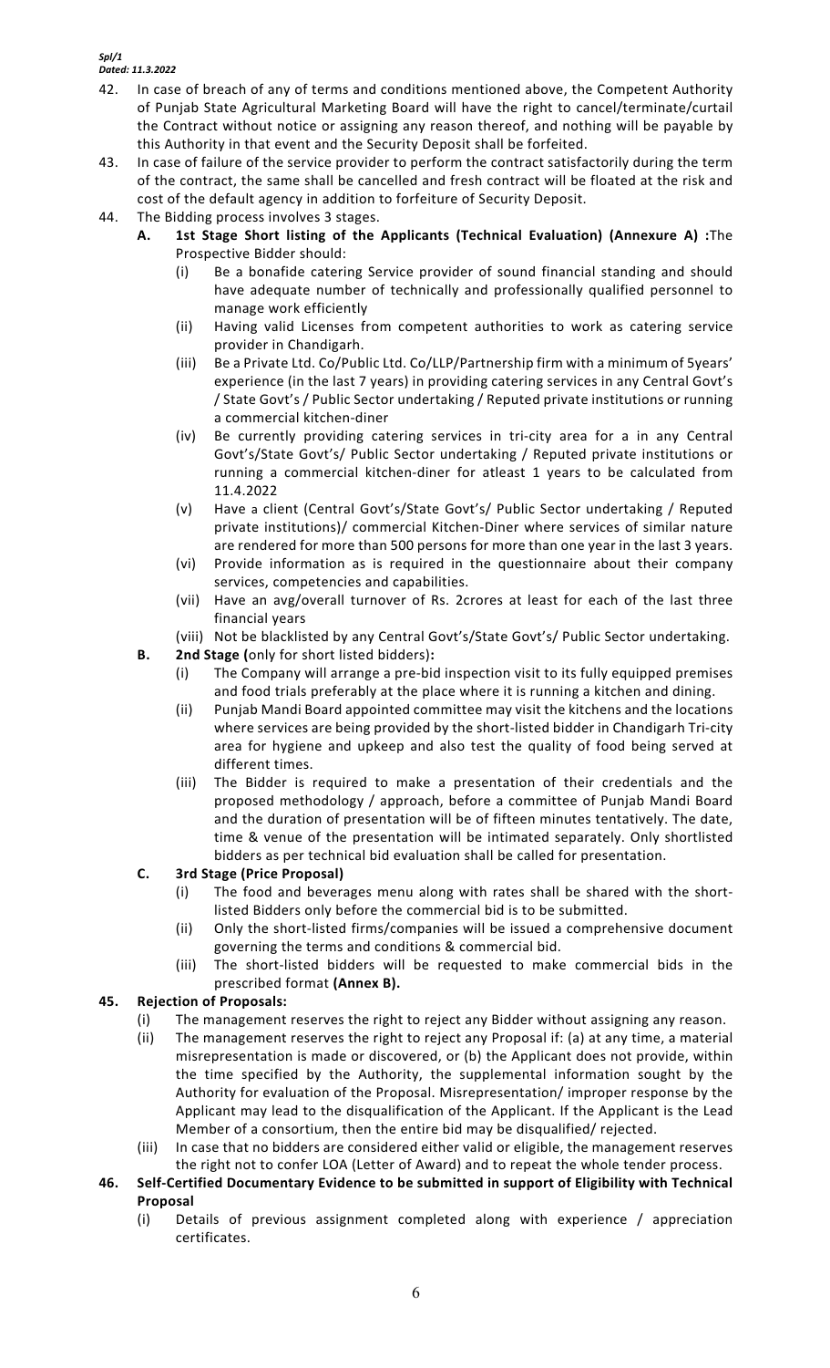*Spl/1*
*Dated: 11.3.2022*

42. In case of breach of any of terms and conditions mentioned above, the Competent Authority of Punjab State Agricultural Marketing Board will have the right to cancel/terminate/curtail the Contract without notice or assigning any reason thereof, and nothing will be payable by this Authority in that event and the Security Deposit shall be forfeited.
43. In case of failure of the service provider to perform the contract satisfactorily during the term of the contract, the same shall be cancelled and fresh contract will be floated at the risk and cost of the default agency in addition to forfeiture of Security Deposit.
44. The Bidding process involves 3 stages.
    - **A. 1st Stage Short listing of the Applicants (Technical Evaluation) (Annexure A) :**The Prospective Bidder should:
        - (i) Be a bonafide catering Service provider of sound financial standing and should have adequate number of technically and professionally qualified personnel to manage work efficiently
        - (ii) Having valid Licenses from competent authorities to work as catering service provider in Chandigarh.
        - (iii) Be a Private Ltd. Co/Public Ltd. Co/LLP/Partnership firm with a minimum of 5years' experience (in the last 7 years) in providing catering services in any Central Govt's / State Govt's / Public Sector undertaking / Reputed private institutions or running a commercial kitchen-diner
        - (iv) Be currently providing catering services in tri-city area for a in any Central Govt's/State Govt's/ Public Sector undertaking / Reputed private institutions or running a commercial kitchen-diner for atleast 1 years to be calculated from 11.4.2022
        - (v) Have a client (Central Govt's/State Govt's/ Public Sector undertaking / Reputed private institutions)/ commercial Kitchen-Diner where services of similar nature are rendered for more than 500 persons for more than one year in the last 3 years.
        - (vi) Provide information as is required in the questionnaire about their company services, competencies and capabilities.
        - (vii) Have an avg/overall turnover of Rs. 2crores at least for each of the last three financial years
        - (viii) Not be blacklisted by any Central Govt's/State Govt's/ Public Sector undertaking.
    - **B. 2nd Stage (**only for short listed bidders**):**
        - (i) The Company will arrange a pre-bid inspection visit to its fully equipped premises and food trials preferably at the place where it is running a kitchen and dining.
        - (ii) Punjab Mandi Board appointed committee may visit the kitchens and the locations where services are being provided by the short-listed bidder in Chandigarh Tri-city area for hygiene and upkeep and also test the quality of food being served at different times.
        - (iii) The Bidder is required to make a presentation of their credentials and the proposed methodology / approach, before a committee of Punjab Mandi Board and the duration of presentation will be of fifteen minutes tentatively. The date, time & venue of the presentation will be intimated separately. Only shortlisted bidders as per technical bid evaluation shall be called for presentation.
    - **C. 3rd Stage (Price Proposal)**
        - (i) The food and beverages menu along with rates shall be shared with the short-listed Bidders only before the commercial bid is to be submitted.
        - (ii) Only the short-listed firms/companies will be issued a comprehensive document governing the terms and conditions & commercial bid.
        - (iii) The short-listed bidders will be requested to make commercial bids in the prescribed format **(Annex B).**

**45. Rejection of Proposals:**

- (i) The management reserves the right to reject any Bidder without assigning any reason.
- (ii) The management reserves the right to reject any Proposal if: (a) at any time, a material misrepresentation is made or discovered, or (b) the Applicant does not provide, within the time specified by the Authority, the supplemental information sought by the Authority for evaluation of the Proposal. Misrepresentation/ improper response by the Applicant may lead to the disqualification of the Applicant. If the Applicant is the Lead Member of a consortium, then the entire bid may be disqualified/ rejected.
- (iii) In case that no bidders are considered either valid or eligible, the management reserves the right not to confer LOA (Letter of Award) and to repeat the whole tender process.

**46. Self-Certified Documentary Evidence to be submitted in support of Eligibility with Technical Proposal**

- (i) Details of previous assignment completed along with experience / appreciation certificates.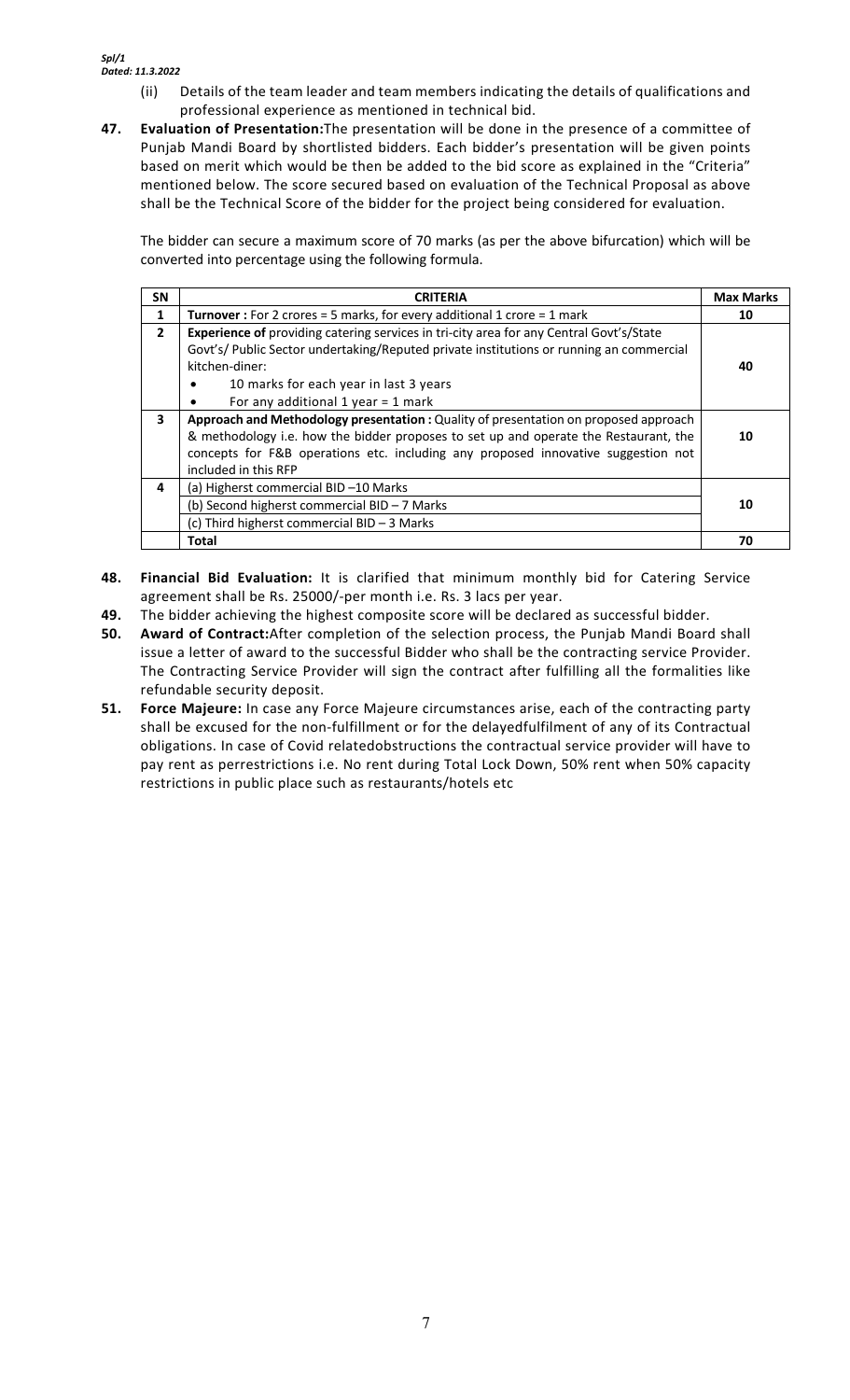*Spl/1*
*Dated: 11.3.2022*

(ii) Details of the team leader and team members indicating the details of qualifications and professional experience as mentioned in technical bid.

**47. Evaluation of Presentation:**The presentation will be done in the presence of a committee of Punjab Mandi Board by shortlisted bidders. Each bidder's presentation will be given points based on merit which would be then be added to the bid score as explained in the "Criteria" mentioned below. The score secured based on evaluation of the Technical Proposal as above shall be the Technical Score of the bidder for the project being considered for evaluation.

The bidder can secure a maximum score of 70 marks (as per the above bifurcation) which will be converted into percentage using the following formula.

| SN | CRITERIA | Max Marks |
|---|---|---|
| 1 | **Turnover :** For 2 crores = 5 marks, for every additional 1 crore = 1 mark | 10 |
| 2 | **Experience of** providing catering services in tri-city area for any Central Govt's/State Govt's/ Public Sector undertaking/Reputed private institutions or running an commercial kitchen-diner:<br>• 10 marks for each year in last 3 years<br>• For any additional 1 year = 1 mark | 40 |
| 3 | **Approach and Methodology presentation :** Quality of presentation on proposed approach & methodology i.e. how the bidder proposes to set up and operate the Restaurant, the concepts for F&B operations etc. including any proposed innovative suggestion not included in this RFP | 10 |
| 4 | (a) Higherst commercial BID –10 Marks<br>(b) Second higherst commercial BID – 7 Marks<br>(c) Third higherst commercial BID – 3 Marks | 10 |
| | **Total** | **70** |

**48. Financial Bid Evaluation:** It is clarified that minimum monthly bid for Catering Service agreement shall be Rs. 25000/-per month i.e. Rs. 3 lacs per year.

**49.** The bidder achieving the highest composite score will be declared as successful bidder.

**50. Award of Contract:**After completion of the selection process, the Punjab Mandi Board shall issue a letter of award to the successful Bidder who shall be the contracting service Provider. The Contracting Service Provider will sign the contract after fulfilling all the formalities like refundable security deposit.

**51. Force Majeure:** In case any Force Majeure circumstances arise, each of the contracting party shall be excused for the non-fulfillment or for the delayedfulfilment of any of its Contractual obligations. In case of Covid relatedobstructions the contractual service provider will have to pay rent as perrestrictions i.e. No rent during Total Lock Down, 50% rent when 50% capacity restrictions in public place such as restaurants/hotels etc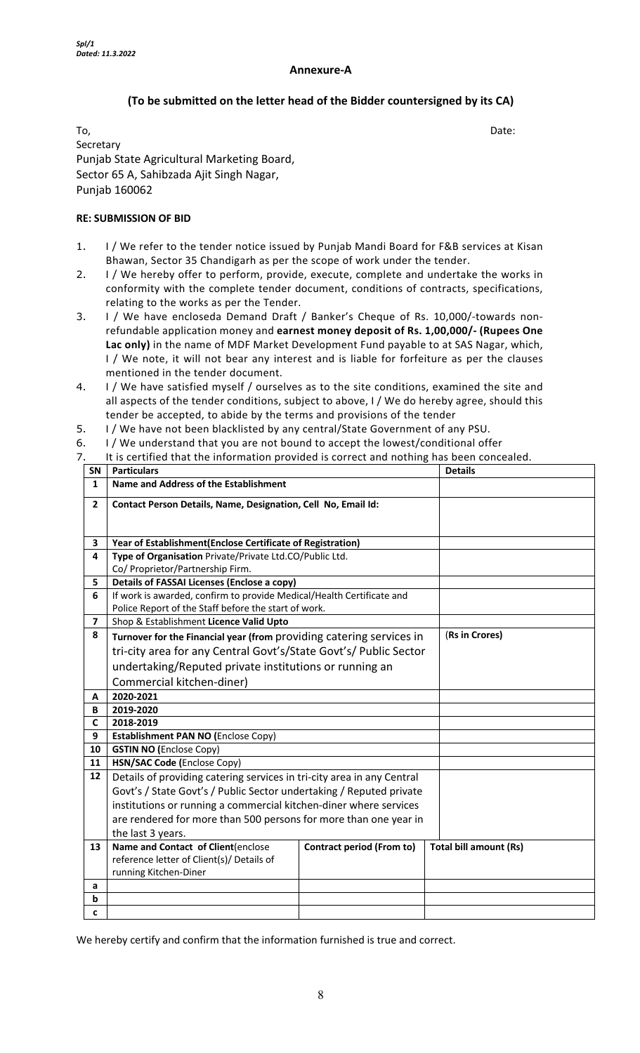*Spl/1*
*Dated: 11.3.2022*

**Annexure-A**

**(To be submitted on the letter head of the Bidder countersigned by its CA)**

To, Date:

Secretary
Punjab State Agricultural Marketing Board,
Sector 65 A, Sahibzada Ajit Singh Nagar,
Punjab 160062

**RE: SUBMISSION OF BID**

1. I / We refer to the tender notice issued by Punjab Mandi Board for F&B services at Kisan Bhawan, Sector 35 Chandigarh as per the scope of work under the tender.
2. I / We hereby offer to perform, provide, execute, complete and undertake the works in conformity with the complete tender document, conditions of contracts, specifications, relating to the works as per the Tender.
3. I / We have encloseda Demand Draft / Banker's Cheque of Rs. 10,000/-towards non-refundable application money and **earnest money deposit of Rs. 1,00,000/- (Rupees One Lac only)** in the name of MDF Market Development Fund payable to at SAS Nagar, which, I / We note, it will not bear any interest and is liable for forfeiture as per the clauses mentioned in the tender document.
4. I / We have satisfied myself / ourselves as to the site conditions, examined the site and all aspects of the tender conditions, subject to above, I / We do hereby agree, should this tender be accepted, to abide by the terms and provisions of the tender
5. I / We have not been blacklisted by any central/State Government of any PSU.
6. I / We understand that you are not bound to accept the lowest/conditional offer
7. It is certified that the information provided is correct and nothing has been concealed.

| SN | Particulars | | Details |
|---|---|---|---|
| 1 | **Name and Address of the Establishment** | | |
| 2 | **Contact Person Details, Name, Designation, Cell No, Email Id:** | | |
| 3 | **Year of Establishment(Enclose Certificate of Registration)** | | |
| 4 | **Type of Organisation** Private/Private Ltd.CO/Public Ltd. Co/ Proprietor/Partnership Firm. | | |
| 5 | **Details of FASSAI Licenses (Enclose a copy)** | | |
| 6 | If work is awarded, confirm to provide Medical/Health Certificate and Police Report of the Staff before the start of work. | | |
| 7 | Shop & Establishment **Licence Valid Upto** | | |
| 8 | **Turnover for the Financial year (from** providing catering services in tri-city area for any Central Govt's/State Govt's/ Public Sector undertaking/Reputed private institutions or running an Commercial kitchen-diner) | | (Rs in Crores) |
| A | **2020-2021** | | |
| B | **2019-2020** | | |
| C | **2018-2019** | | |
| 9 | **Establishment PAN NO (**Enclose Copy) | | |
| 10 | **GSTIN NO (**Enclose Copy) | | |
| 11 | **HSN/SAC Code (**Enclose Copy) | | |
| 12 | Details of providing catering services in tri-city area in any Central Govt's / State Govt's / Public Sector undertaking / Reputed private institutions or running a commercial kitchen-diner where services are rendered for more than 500 persons for more than one year in the last 3 years. | | |
| 13 | **Name and Contact of Client**(enclose reference letter of Client(s)/ Details of running Kitchen-Diner | **Contract period (From to)** | **Total bill amount (Rs)** |
| a | | | |
| b | | | |
| c | | | |

We hereby certify and confirm that the information furnished is true and correct.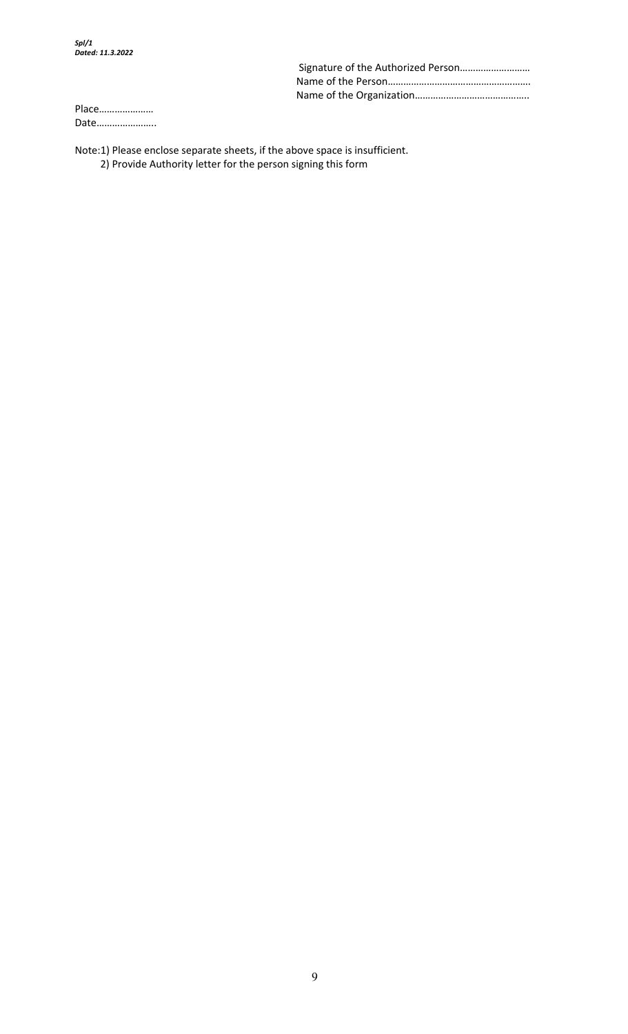Signature of the Authorized Person………………………
Name of the Person……………………………………………….
Name of the Organization……………………………………..

Place…………………
Date…………………..

Note:1) Please enclose separate sheets, if the above space is insufficient.
2) Provide Authority letter for the person signing this form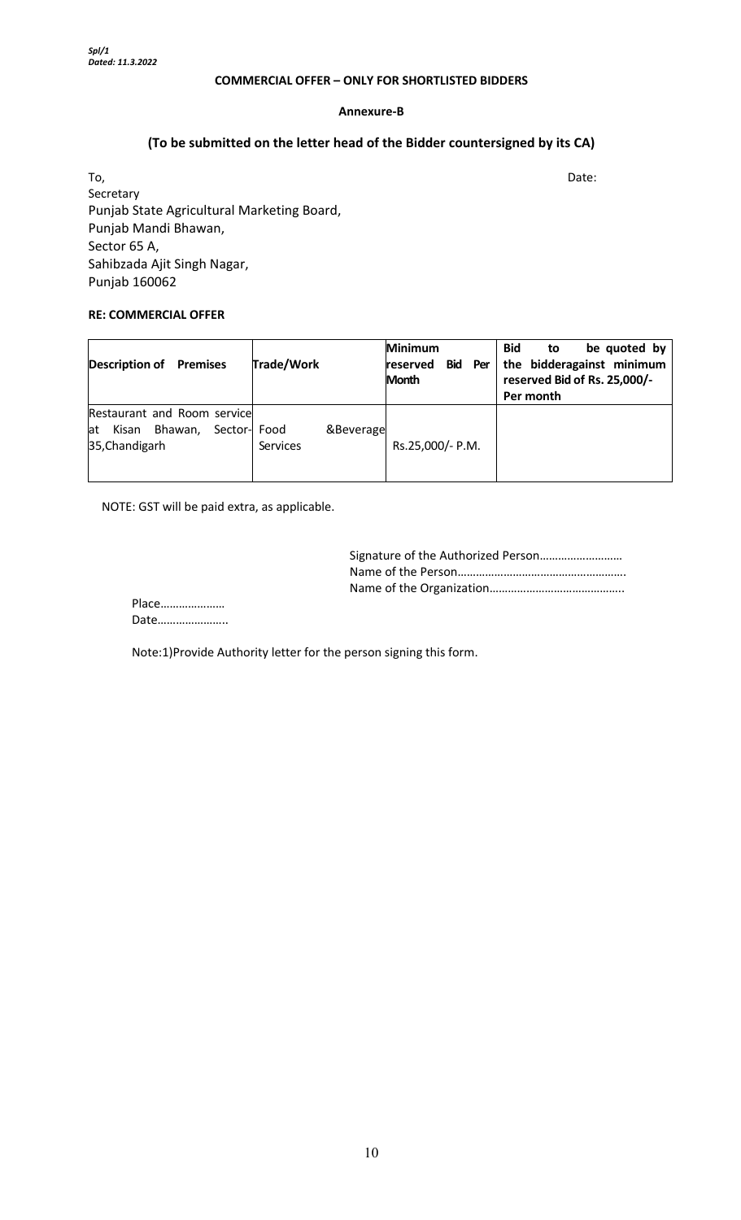*Spl/1*
*Dated: 11.3.2022*

**COMMERCIAL OFFER – ONLY FOR SHORTLISTED BIDDERS**

**Annexure-B**

### (To be submitted on the letter head of the Bidder countersigned by its CA)

To,

Date:

Secretary
Punjab State Agricultural Marketing Board,
Punjab Mandi Bhawan,
Sector 65 A,
Sahibzada Ajit Singh Nagar,
Punjab 160062

**RE: COMMERCIAL OFFER**

| **Description of Premises** | **Trade/Work** | **Minimum reserved Bid Per Month** | **Bid to be quoted by the bidderagainst minimum reserved Bid of Rs. 25,000/- Per month** |
|---|---|---|---|
| Restaurant and Room service at Kisan Bhawan, Sector-35,Chandigarh | Food &Beverage Services | Rs.25,000/- P.M. | |

NOTE: GST will be paid extra, as applicable.

Signature of the Authorized Person………………………
Name of the Person……………………………………………….
Name of the Organization……………………………………..

Place…………………
Date…………………..

Note:1)Provide Authority letter for the person signing this form.